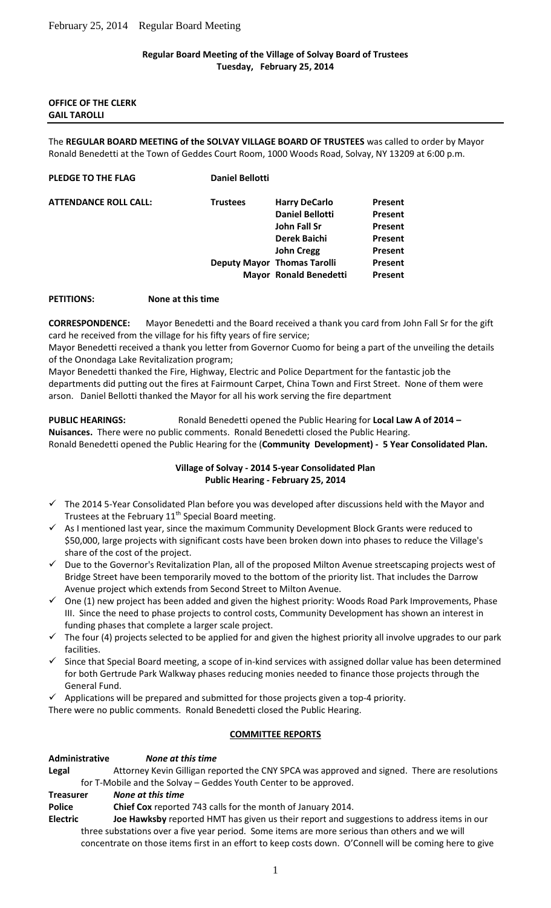**Regular Board Meeting of the Village of Solvay Board of Trustees**
**Tuesday, February 25, 2014**

**OFFICE OF THE CLERK**
**GAIL TAROLLI**

The **REGULAR BOARD MEETING of the SOLVAY VILLAGE BOARD OF TRUSTEES** was called to order by Mayor Ronald Benedetti at the Town of Geddes Court Room, 1000 Woods Road, Solvay, NY 13209 at 6:00 p.m.

**PLEDGE TO THE FLAG** **Daniel Bellotti**

| **ATTENDANCE ROLL CALL:** | **Trustees** | **Harry DeCarlo** | **Present** |
|---|---|---|---|
| | | **Daniel Bellotti** | **Present** |
| | | **John Fall Sr** | **Present** |
| | | **Derek Baichi** | **Present** |
| | | **John Cregg** | **Present** |
| | **Deputy Mayor** | **Thomas Tarolli** | **Present** |
| | **Mayor** | **Ronald Benedetti** | **Present** |

**PETITIONS:** **None at this time**

**CORRESPONDENCE:** Mayor Benedetti and the Board received a thank you card from John Fall Sr for the gift card he received from the village for his fifty years of fire service;
Mayor Benedetti received a thank you letter from Governor Cuomo for being a part of the unveiling the details of the Onondaga Lake Revitalization program;
Mayor Benedetti thanked the Fire, Highway, Electric and Police Department for the fantastic job the departments did putting out the fires at Fairmount Carpet, China Town and First Street. None of them were arson. Daniel Bellotti thanked the Mayor for all his work serving the fire department

**PUBLIC HEARINGS:** Ronald Benedetti opened the Public Hearing for **Local Law A of 2014 – Nuisances.** There were no public comments. Ronald Benedetti closed the Public Hearing.
Ronald Benedetti opened the Public Hearing for the (**Community Development) - 5 Year Consolidated Plan.**

**Village of Solvay - 2014 5-year Consolidated Plan**
**Public Hearing - February 25, 2014**

- ✓ The 2014 5-Year Consolidated Plan before you was developed after discussions held with the Mayor and Trustees at the February 11th Special Board meeting.
- ✓ As I mentioned last year, since the maximum Community Development Block Grants were reduced to \$50,000, large projects with significant costs have been broken down into phases to reduce the Village's share of the cost of the project.
- ✓ Due to the Governor's Revitalization Plan, all of the proposed Milton Avenue streetscaping projects west of Bridge Street have been temporarily moved to the bottom of the priority list. That includes the Darrow Avenue project which extends from Second Street to Milton Avenue.
- ✓ One (1) new project has been added and given the highest priority: Woods Road Park Improvements, Phase III. Since the need to phase projects to control costs, Community Development has shown an interest in funding phases that complete a larger scale project.
- ✓ The four (4) projects selected to be applied for and given the highest priority all involve upgrades to our park facilities.
- ✓ Since that Special Board meeting, a scope of in-kind services with assigned dollar value has been determined for both Gertrude Park Walkway phases reducing monies needed to finance those projects through the General Fund.
- ✓ Applications will be prepared and submitted for those projects given a top-4 priority.

There were no public comments. Ronald Benedetti closed the Public Hearing.

**COMMITTEE REPORTS**

**Administrative** ***None at this time***

**Legal** Attorney Kevin Gilligan reported the CNY SPCA was approved and signed. There are resolutions for T-Mobile and the Solvay – Geddes Youth Center to be approved.

**Treasurer** ***None at this time***

**Police** **Chief Cox** reported 743 calls for the month of January 2014.

**Electric** **Joe Hawksby** reported HMT has given us their report and suggestions to address items in our three substations over a five year period. Some items are more serious than others and we will concentrate on those items first in an effort to keep costs down. O'Connell will be coming here to give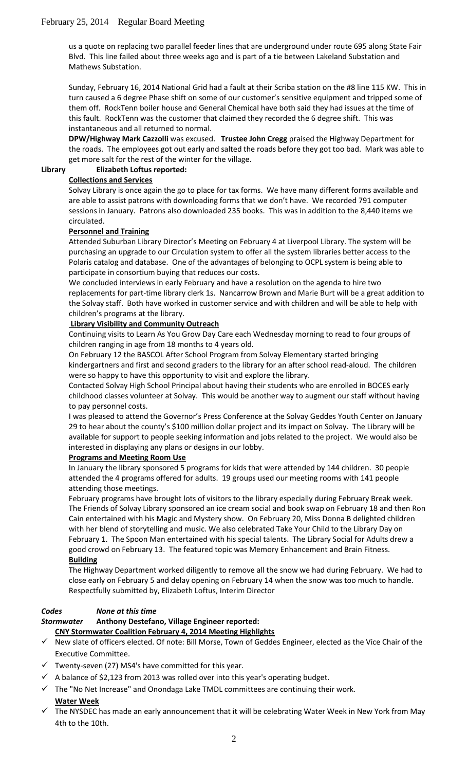us a quote on replacing two parallel feeder lines that are underground under route 695 along State Fair Blvd. This line failed about three weeks ago and is part of a tie between Lakeland Substation and Mathews Substation.

Sunday, February 16, 2014 National Grid had a fault at their Scriba station on the #8 line 115 KW. This in turn caused a 6 degree Phase shift on some of our customer's sensitive equipment and tripped some of them off. RockTenn boiler house and General Chemical have both said they had issues at the time of this fault. RockTenn was the customer that claimed they recorded the 6 degree shift. This was instantaneous and all returned to normal.

**DPW/Highway Mark Cazzolli** was excused. **Trustee John Cregg** praised the Highway Department for the roads. The employees got out early and salted the roads before they got too bad. Mark was able to get more salt for the rest of the winter for the village.

**Library Elizabeth Loftus reported:**

**Collections and Services**

Solvay Library is once again the go to place for tax forms. We have many different forms available and are able to assist patrons with downloading forms that we don't have. We recorded 791 computer sessions in January. Patrons also downloaded 235 books. This was in addition to the 8,440 items we circulated.

**Personnel and Training**

Attended Suburban Library Director's Meeting on February 4 at Liverpool Library. The system will be purchasing an upgrade to our Circulation system to offer all the system libraries better access to the Polaris catalog and database. One of the advantages of belonging to OCPL system is being able to participate in consortium buying that reduces our costs.

We concluded interviews in early February and have a resolution on the agenda to hire two replacements for part-time library clerk 1s. Nancarrow Brown and Marie Burt will be a great addition to the Solvay staff. Both have worked in customer service and with children and will be able to help with children's programs at the library.

**Library Visibility and Community Outreach**

Continuing visits to Learn As You Grow Day Care each Wednesday morning to read to four groups of children ranging in age from 18 months to 4 years old.

On February 12 the BASCOL After School Program from Solvay Elementary started bringing kindergartners and first and second graders to the library for an after school read-aloud. The children were so happy to have this opportunity to visit and explore the library.

Contacted Solvay High School Principal about having their students who are enrolled in BOCES early childhood classes volunteer at Solvay. This would be another way to augment our staff without having to pay personnel costs.

I was pleased to attend the Governor's Press Conference at the Solvay Geddes Youth Center on January 29 to hear about the county's $100 million dollar project and its impact on Solvay. The Library will be available for support to people seeking information and jobs related to the project. We would also be interested in displaying any plans or designs in our lobby.

**Programs and Meeting Room Use**

In January the library sponsored 5 programs for kids that were attended by 144 children. 30 people attended the 4 programs offered for adults. 19 groups used our meeting rooms with 141 people attending those meetings.

February programs have brought lots of visitors to the library especially during February Break week. The Friends of Solvay Library sponsored an ice cream social and book swap on February 18 and then Ron Cain entertained with his Magic and Mystery show. On February 20, Miss Donna B delighted children with her blend of storytelling and music. We also celebrated Take Your Child to the Library Day on February 1. The Spoon Man entertained with his special talents. The Library Social for Adults drew a good crowd on February 13. The featured topic was Memory Enhancement and Brain Fitness.

**Building**

The Highway Department worked diligently to remove all the snow we had during February. We had to close early on February 5 and delay opening on February 14 when the snow was too much to handle. Respectfully submitted by, Elizabeth Loftus, Interim Director

***Codes*** ***None at this time***

***Stormwater*** **Anthony Destefano, Village Engineer reported:**

**CNY Stormwater Coalition February 4, 2014 Meeting Highlights**

- ✓ New slate of officers elected. Of note: Bill Morse, Town of Geddes Engineer, elected as the Vice Chair of the Executive Committee.
- ✓ Twenty-seven (27) MS4's have committed for this year.
- ✓ A balance of $2,123 from 2013 was rolled over into this year's operating budget.
- ✓ The "No Net Increase" and Onondaga Lake TMDL committees are continuing their work.

**Water Week**

- ✓ The NYSDEC has made an early announcement that it will be celebrating Water Week in New York from May 4th to the 10th.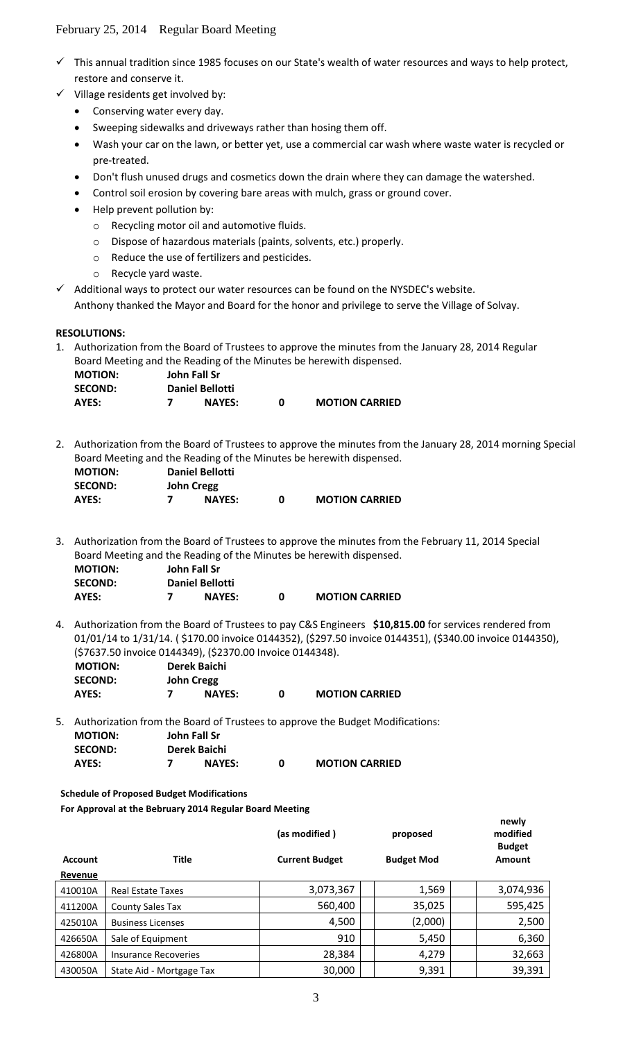- ✓ This annual tradition since 1985 focuses on our State's wealth of water resources and ways to help protect, restore and conserve it.
- ✓ Village residents get involved by:
  - Conserving water every day.
  - Sweeping sidewalks and driveways rather than hosing them off.
  - Wash your car on the lawn, or better yet, use a commercial car wash where waste water is recycled or pre-treated.
  - Don't flush unused drugs and cosmetics down the drain where they can damage the watershed.
  - Control soil erosion by covering bare areas with mulch, grass or ground cover.
  - Help prevent pollution by:
    - Recycling motor oil and automotive fluids.
    - Dispose of hazardous materials (paints, solvents, etc.) properly.
    - Reduce the use of fertilizers and pesticides.
    - Recycle yard waste.
- ✓ Additional ways to protect our water resources can be found on the NYSDEC's website.

Anthony thanked the Mayor and Board for the honor and privilege to serve the Village of Solvay.

**RESOLUTIONS:**

1. Authorization from the Board of Trustees to approve the minutes from the January 28, 2014 Regular Board Meeting and the Reading of the Minutes be herewith dispensed.

   **MOTION:** John Fall Sr
   **SECOND:** Daniel Bellotti
   **AYES:** 7 **NAYES:** 0 **MOTION CARRIED**

2. Authorization from the Board of Trustees to approve the minutes from the January 28, 2014 morning Special Board Meeting and the Reading of the Minutes be herewith dispensed.

   **MOTION:** Daniel Bellotti
   **SECOND:** John Cregg
   **AYES:** 7 **NAYES:** 0 **MOTION CARRIED**

3. Authorization from the Board of Trustees to approve the minutes from the February 11, 2014 Special Board Meeting and the Reading of the Minutes be herewith dispensed.

   **MOTION:** John Fall Sr
   **SECOND:** Daniel Bellotti
   **AYES:** 7 **NAYES:** 0 **MOTION CARRIED**

4. Authorization from the Board of Trustees to pay C&S Engineers **$10,815.00** for services rendered from 01/01/14 to 1/31/14. ( $170.00 invoice 0144352), ($297.50 invoice 0144351), ($340.00 invoice 0144350), ($7637.50 invoice 0144349), ($2370.00 Invoice 0144348).

   **MOTION:** Derek Baichi
   **SECOND:** John Cregg
   **AYES:** 7 **NAYES:** 0 **MOTION CARRIED**

5. Authorization from the Board of Trustees to approve the Budget Modifications:

   **MOTION:** John Fall Sr
   **SECOND:** Derek Baichi
   **AYES:** 7 **NAYES:** 0 **MOTION CARRIED**

**Schedule of Proposed Budget Modifications**
**For Approval at the Bebruary 2014 Regular Board Meeting**

| Account | Title | (as modified ) Current Budget | proposed Budget Mod | newly modified Budget Amount |
|---|---|---|---|---|
| **Revenue** | | | | |
| 410010A | Real Estate Taxes | 3,073,367 | 1,569 | 3,074,936 |
| 411200A | County Sales Tax | 560,400 | 35,025 | 595,425 |
| 425010A | Business Licenses | 4,500 | (2,000) | 2,500 |
| 426650A | Sale of Equipment | 910 | 5,450 | 6,360 |
| 426800A | Insurance Recoveries | 28,384 | 4,279 | 32,663 |
| 430050A | State Aid - Mortgage Tax | 30,000 | 9,391 | 39,391 |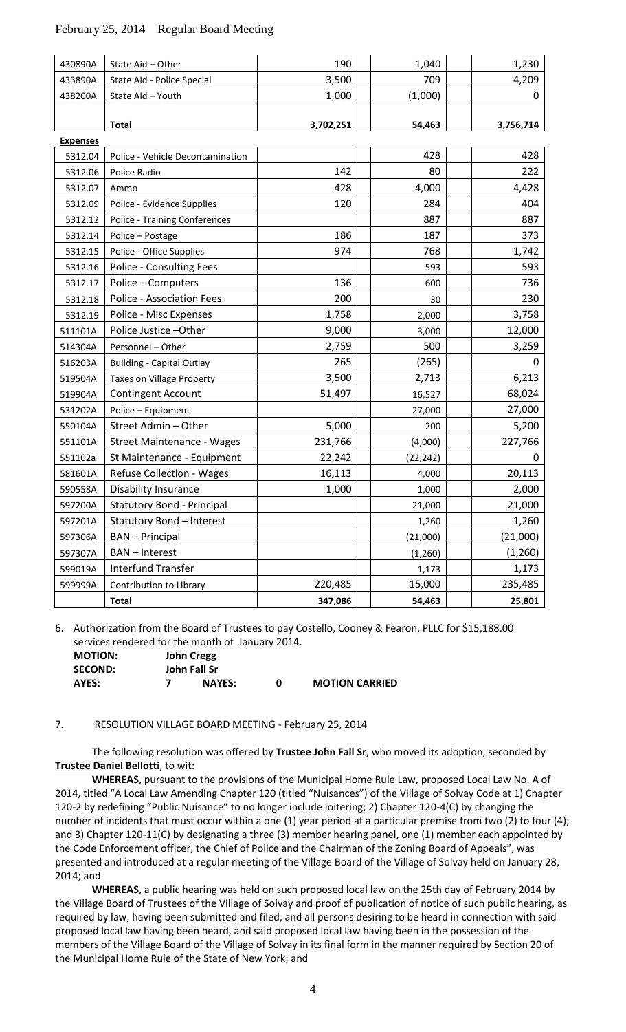| | | | | |
|---|---|---|---|---|
| 430890A | State Aid – Other | 190 | 1,040 | 1,230 |
| 433890A | State Aid - Police Special | 3,500 | 709 | 4,209 |
| 438200A | State Aid – Youth | 1,000 | (1,000) | 0 |
| | | | | |
| | **Total** | **3,702,251** | **54,463** | **3,756,714** |
| **Expenses** | | | | |
| 5312.04 | Police - Vehicle Decontamination | | 428 | 428 |
| 5312.06 | Police Radio | 142 | 80 | 222 |
| 5312.07 | Ammo | 428 | 4,000 | 4,428 |
| 5312.09 | Police - Evidence Supplies | 120 | 284 | 404 |
| 5312.12 | Police - Training Conferences | | 887 | 887 |
| 5312.14 | Police – Postage | 186 | 187 | 373 |
| 5312.15 | Police - Office Supplies | 974 | 768 | 1,742 |
| 5312.16 | Police - Consulting Fees | | 593 | 593 |
| 5312.17 | Police – Computers | 136 | 600 | 736 |
| 5312.18 | Police - Association Fees | 200 | 30 | 230 |
| 5312.19 | Police - Misc Expenses | 1,758 | 2,000 | 3,758 |
| 511101A | Police Justice –Other | 9,000 | 3,000 | 12,000 |
| 514304A | Personnel – Other | 2,759 | 500 | 3,259 |
| 516203A | Building - Capital Outlay | 265 | (265) | 0 |
| 519504A | Taxes on Village Property | 3,500 | 2,713 | 6,213 |
| 519904A | Contingent Account | 51,497 | 16,527 | 68,024 |
| 531202A | Police – Equipment | | 27,000 | 27,000 |
| 550104A | Street Admin – Other | 5,000 | 200 | 5,200 |
| 551101A | Street Maintenance - Wages | 231,766 | (4,000) | 227,766 |
| 551102a | St Maintenance - Equipment | 22,242 | (22,242) | 0 |
| 581601A | Refuse Collection - Wages | 16,113 | 4,000 | 20,113 |
| 590558A | Disability Insurance | 1,000 | 1,000 | 2,000 |
| 597200A | Statutory Bond - Principal | | 21,000 | 21,000 |
| 597201A | Statutory Bond – Interest | | 1,260 | 1,260 |
| 597306A | BAN – Principal | | (21,000) | (21,000) |
| 597307A | BAN – Interest | | (1,260) | (1,260) |
| 599019A | Interfund Transfer | | 1,173 | 1,173 |
| 599999A | Contribution to Library | 220,485 | 15,000 | 235,485 |
| | **Total** | **347,086** | **54,463** | **25,801** |

6. Authorization from the Board of Trustees to pay Costello, Cooney & Fearon, PLLC for $15,188.00 services rendered for the month of January 2014.

**MOTION:** **John Cregg**
**SECOND:** **John Fall Sr**
**AYES:** **7** **NAYES:** **0** **MOTION CARRIED**

7. RESOLUTION VILLAGE BOARD MEETING - February 25, 2014

The following resolution was offered by **Trustee John Fall Sr**, who moved its adoption, seconded by **Trustee Daniel Bellotti**, to wit:

**WHEREAS**, pursuant to the provisions of the Municipal Home Rule Law, proposed Local Law No. A of 2014, titled "A Local Law Amending Chapter 120 (titled "Nuisances") of the Village of Solvay Code at 1) Chapter 120-2 by redefining "Public Nuisance" to no longer include loitering; 2) Chapter 120-4(C) by changing the number of incidents that must occur within a one (1) year period at a particular premise from two (2) to four (4); and 3) Chapter 120-11(C) by designating a three (3) member hearing panel, one (1) member each appointed by the Code Enforcement officer, the Chief of Police and the Chairman of the Zoning Board of Appeals", was presented and introduced at a regular meeting of the Village Board of the Village of Solvay held on January 28, 2014; and

**WHEREAS**, a public hearing was held on such proposed local law on the 25th day of February 2014 by the Village Board of Trustees of the Village of Solvay and proof of publication of notice of such public hearing, as required by law, having been submitted and filed, and all persons desiring to be heard in connection with said proposed local law having been heard, and said proposed local law having been in the possession of the members of the Village Board of the Village of Solvay in its final form in the manner required by Section 20 of the Municipal Home Rule of the State of New York; and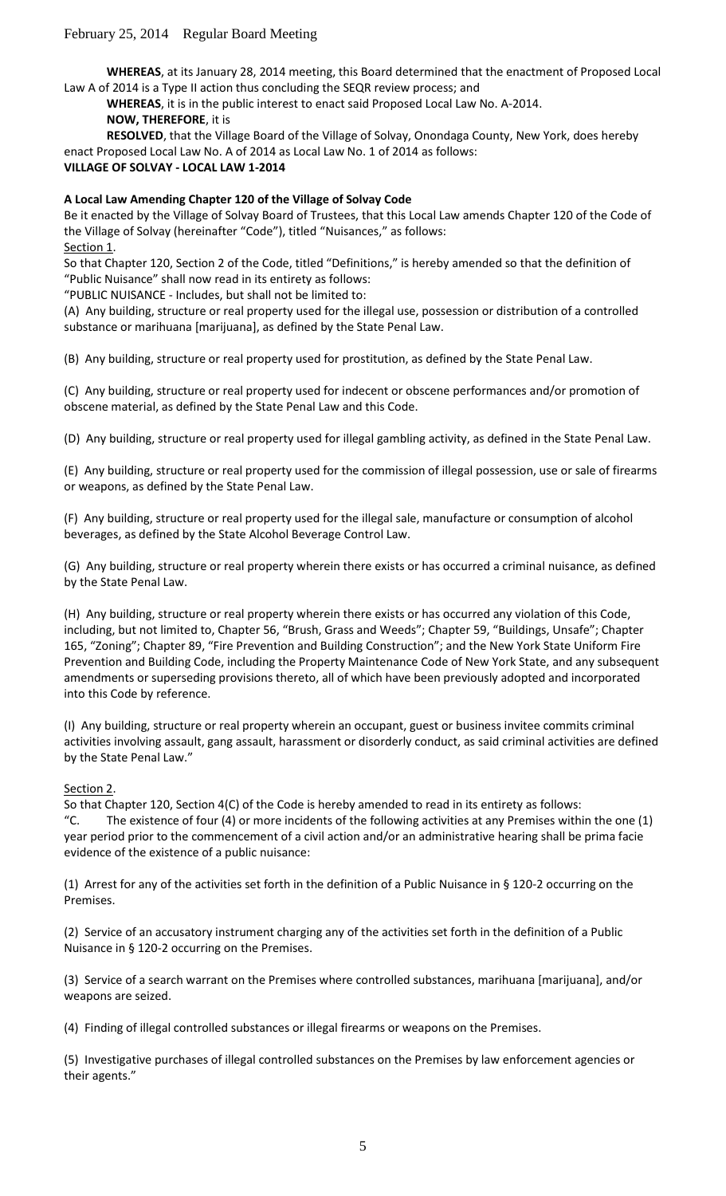**WHEREAS**, at its January 28, 2014 meeting, this Board determined that the enactment of Proposed Local Law A of 2014 is a Type II action thus concluding the SEQR review process; and

**WHEREAS**, it is in the public interest to enact said Proposed Local Law No. A-2014.

**NOW, THEREFORE**, it is

**RESOLVED**, that the Village Board of the Village of Solvay, Onondaga County, New York, does hereby enact Proposed Local Law No. A of 2014 as Local Law No. 1 of 2014 as follows:

**VILLAGE OF SOLVAY - LOCAL LAW 1-2014**

**A Local Law Amending Chapter 120 of the Village of Solvay Code**

Be it enacted by the Village of Solvay Board of Trustees, that this Local Law amends Chapter 120 of the Code of the Village of Solvay (hereinafter "Code"), titled "Nuisances," as follows:

Section 1.

So that Chapter 120, Section 2 of the Code, titled "Definitions," is hereby amended so that the definition of "Public Nuisance" shall now read in its entirety as follows:

"PUBLIC NUISANCE - Includes, but shall not be limited to:

(A) Any building, structure or real property used for the illegal use, possession or distribution of a controlled substance or marihuana [marijuana], as defined by the State Penal Law.

(B) Any building, structure or real property used for prostitution, as defined by the State Penal Law.

(C) Any building, structure or real property used for indecent or obscene performances and/or promotion of obscene material, as defined by the State Penal Law and this Code.

(D) Any building, structure or real property used for illegal gambling activity, as defined in the State Penal Law.

(E) Any building, structure or real property used for the commission of illegal possession, use or sale of firearms or weapons, as defined by the State Penal Law.

(F) Any building, structure or real property used for the illegal sale, manufacture or consumption of alcohol beverages, as defined by the State Alcohol Beverage Control Law.

(G) Any building, structure or real property wherein there exists or has occurred a criminal nuisance, as defined by the State Penal Law.

(H) Any building, structure or real property wherein there exists or has occurred any violation of this Code, including, but not limited to, Chapter 56, "Brush, Grass and Weeds"; Chapter 59, "Buildings, Unsafe"; Chapter 165, "Zoning"; Chapter 89, "Fire Prevention and Building Construction"; and the New York State Uniform Fire Prevention and Building Code, including the Property Maintenance Code of New York State, and any subsequent amendments or superseding provisions thereto, all of which have been previously adopted and incorporated into this Code by reference.

(I) Any building, structure or real property wherein an occupant, guest or business invitee commits criminal activities involving assault, gang assault, harassment or disorderly conduct, as said criminal activities are defined by the State Penal Law."

Section 2.

So that Chapter 120, Section 4(C) of the Code is hereby amended to read in its entirety as follows:

"C. The existence of four (4) or more incidents of the following activities at any Premises within the one (1) year period prior to the commencement of a civil action and/or an administrative hearing shall be prima facie evidence of the existence of a public nuisance:

(1) Arrest for any of the activities set forth in the definition of a Public Nuisance in § 120-2 occurring on the Premises.

(2) Service of an accusatory instrument charging any of the activities set forth in the definition of a Public Nuisance in § 120-2 occurring on the Premises.

(3) Service of a search warrant on the Premises where controlled substances, marihuana [marijuana], and/or weapons are seized.

(4) Finding of illegal controlled substances or illegal firearms or weapons on the Premises.

(5) Investigative purchases of illegal controlled substances on the Premises by law enforcement agencies or their agents."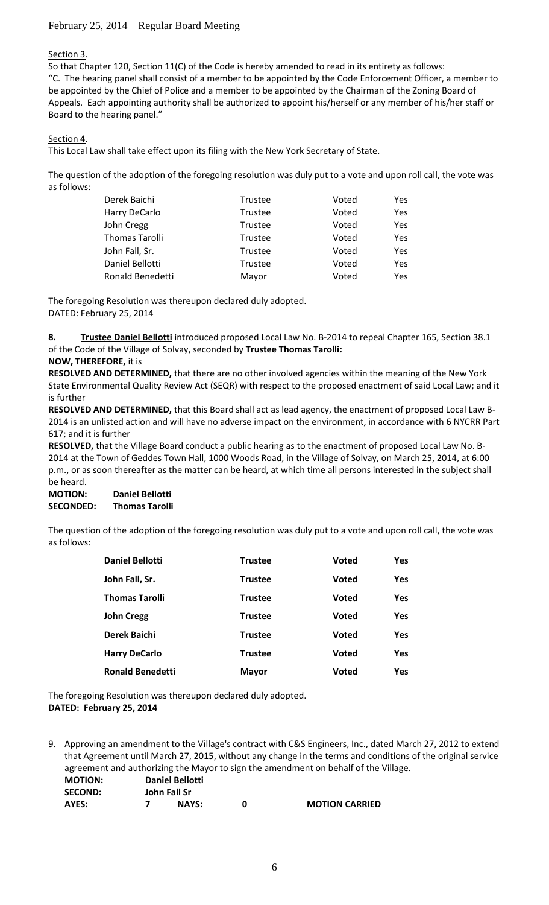Section 3.

So that Chapter 120, Section 11(C) of the Code is hereby amended to read in its entirety as follows:

"C. The hearing panel shall consist of a member to be appointed by the Code Enforcement Officer, a member to be appointed by the Chief of Police and a member to be appointed by the Chairman of the Zoning Board of Appeals. Each appointing authority shall be authorized to appoint his/herself or any member of his/her staff or Board to the hearing panel."

Section 4.

This Local Law shall take effect upon its filing with the New York Secretary of State.

The question of the adoption of the foregoing resolution was duly put to a vote and upon roll call, the vote was as follows:

| | | | |
|---|---|---|---|
| Derek Baichi | Trustee | Voted | Yes |
| Harry DeCarlo | Trustee | Voted | Yes |
| John Cregg | Trustee | Voted | Yes |
| Thomas Tarolli | Trustee | Voted | Yes |
| John Fall, Sr. | Trustee | Voted | Yes |
| Daniel Bellotti | Trustee | Voted | Yes |
| Ronald Benedetti | Mayor | Voted | Yes |

The foregoing Resolution was thereupon declared duly adopted.
DATED: February 25, 2014

**8. Trustee Daniel Bellotti** introduced proposed Local Law No. B-2014 to repeal Chapter 165, Section 38.1 of the Code of the Village of Solvay, seconded by **Trustee Thomas Tarolli:**

**NOW, THEREFORE,** it is

**RESOLVED AND DETERMINED,** that there are no other involved agencies within the meaning of the New York State Environmental Quality Review Act (SEQR) with respect to the proposed enactment of said Local Law; and it is further

**RESOLVED AND DETERMINED,** that this Board shall act as lead agency, the enactment of proposed Local Law B-2014 is an unlisted action and will have no adverse impact on the environment, in accordance with 6 NYCRR Part 617; and it is further

**RESOLVED,** that the Village Board conduct a public hearing as to the enactment of proposed Local Law No. B-2014 at the Town of Geddes Town Hall, 1000 Woods Road, in the Village of Solvay, on March 25, 2014, at 6:00 p.m., or as soon thereafter as the matter can be heard, at which time all persons interested in the subject shall be heard.

**MOTION: Daniel Bellotti**
**SECONDED: Thomas Tarolli**

The question of the adoption of the foregoing resolution was duly put to a vote and upon roll call, the vote was as follows:

| | | | |
|---|---|---|---|
| **Daniel Bellotti** | **Trustee** | **Voted** | **Yes** |
| **John Fall, Sr.** | **Trustee** | **Voted** | **Yes** |
| **Thomas Tarolli** | **Trustee** | **Voted** | **Yes** |
| **John Cregg** | **Trustee** | **Voted** | **Yes** |
| **Derek Baichi** | **Trustee** | **Voted** | **Yes** |
| **Harry DeCarlo** | **Trustee** | **Voted** | **Yes** |
| **Ronald Benedetti** | **Mayor** | **Voted** | **Yes** |

The foregoing Resolution was thereupon declared duly adopted.
**DATED: February 25, 2014**

9. Approving an amendment to the Village's contract with C&S Engineers, Inc., dated March 27, 2012 to extend that Agreement until March 27, 2015, without any change in the terms and conditions of the original service agreement and authorizing the Mayor to sign the amendment on behalf of the Village.

**MOTION: Daniel Bellotti**
**SECOND: John Fall Sr**
**AYES: 7 NAYS: 0 MOTION CARRIED**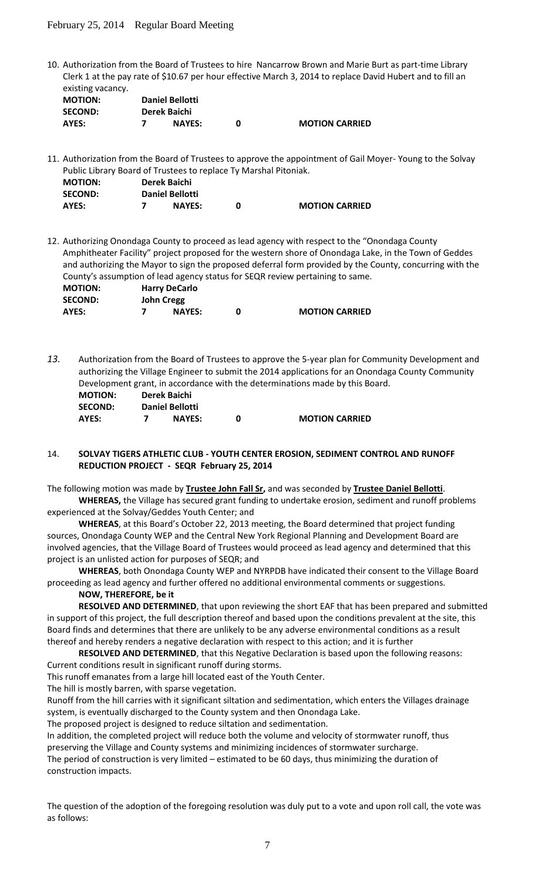February 25, 2014 Regular Board Meeting

10. Authorization from the Board of Trustees to hire Nancarrow Brown and Marie Burt as part-time Library Clerk 1 at the pay rate of $10.67 per hour effective March 3, 2014 to replace David Hubert and to fill an existing vacancy.

| | | | | |
|---|---|---|---|---|
| **MOTION:** | **Daniel Bellotti** | | | |
| **SECOND:** | **Derek Baichi** | | | |
| **AYES:** | **7** | **NAYES:** | **0** | **MOTION CARRIED** |

11. Authorization from the Board of Trustees to approve the appointment of Gail Moyer- Young to the Solvay Public Library Board of Trustees to replace Ty Marshal Pitoniak.

| | | | | |
|---|---|---|---|---|
| **MOTION:** | **Derek Baichi** | | | |
| **SECOND:** | **Daniel Bellotti** | | | |
| **AYES:** | **7** | **NAYES:** | **0** | **MOTION CARRIED** |

12. Authorizing Onondaga County to proceed as lead agency with respect to the "Onondaga County Amphitheater Facility" project proposed for the western shore of Onondaga Lake, in the Town of Geddes and authorizing the Mayor to sign the proposed deferral form provided by the County, concurring with the County's assumption of lead agency status for SEQR review pertaining to same.

| | | | | |
|---|---|---|---|---|
| **MOTION:** | **Harry DeCarlo** | | | |
| **SECOND:** | **John Cregg** | | | |
| **AYES:** | **7** | **NAYES:** | **0** | **MOTION CARRIED** |

*13.* Authorization from the Board of Trustees to approve the 5-year plan for Community Development and authorizing the Village Engineer to submit the 2014 applications for an Onondaga County Community Development grant, in accordance with the determinations made by this Board.

| | | | | |
|---|---|---|---|---|
| **MOTION:** | **Derek Baichi** | | | |
| **SECOND:** | **Daniel Bellotti** | | | |
| **AYES:** | **7** | **NAYES:** | **0** | **MOTION CARRIED** |

14. **SOLVAY TIGERS ATHLETIC CLUB - YOUTH CENTER EROSION, SEDIMENT CONTROL AND RUNOFF REDUCTION PROJECT - SEQR February 25, 2014**

The following motion was made by **Trustee John Fall Sr,** and was seconded by **Trustee Daniel Bellotti**.

**WHEREAS,** the Village has secured grant funding to undertake erosion, sediment and runoff problems experienced at the Solvay/Geddes Youth Center; and

**WHEREAS**, at this Board's October 22, 2013 meeting, the Board determined that project funding sources, Onondaga County WEP and the Central New York Regional Planning and Development Board are involved agencies, that the Village Board of Trustees would proceed as lead agency and determined that this project is an unlisted action for purposes of SEQR; and

**WHEREAS**, both Onondaga County WEP and NYRPDB have indicated their consent to the Village Board proceeding as lead agency and further offered no additional environmental comments or suggestions.

**NOW, THEREFORE, be it**

**RESOLVED AND DETERMINED**, that upon reviewing the short EAF that has been prepared and submitted in support of this project, the full description thereof and based upon the conditions prevalent at the site, this Board finds and determines that there are unlikely to be any adverse environmental conditions as a result thereof and hereby renders a negative declaration with respect to this action; and it is further

**RESOLVED AND DETERMINED**, that this Negative Declaration is based upon the following reasons:

Current conditions result in significant runoff during storms.

This runoff emanates from a large hill located east of the Youth Center.

The hill is mostly barren, with sparse vegetation.

Runoff from the hill carries with it significant siltation and sedimentation, which enters the Villages drainage system, is eventually discharged to the County system and then Onondaga Lake.

The proposed project is designed to reduce siltation and sedimentation.

In addition, the completed project will reduce both the volume and velocity of stormwater runoff, thus preserving the Village and County systems and minimizing incidences of stormwater surcharge.

The period of construction is very limited – estimated to be 60 days, thus minimizing the duration of construction impacts.

The question of the adoption of the foregoing resolution was duly put to a vote and upon roll call, the vote was as follows: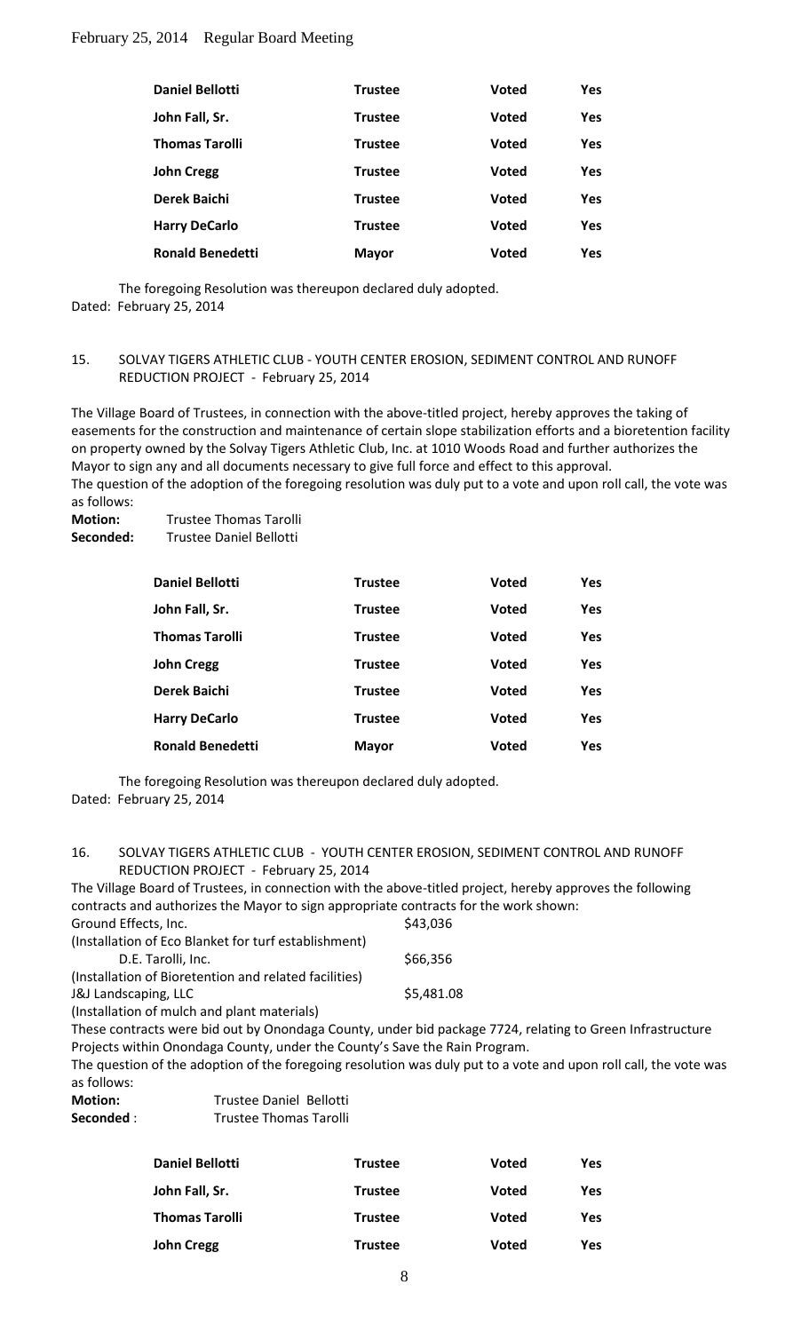| Daniel Bellotti | Trustee | Voted | Yes |
|---|---|---|---|
| John Fall, Sr. | Trustee | Voted | Yes |
| Thomas Tarolli | Trustee | Voted | Yes |
| John Cregg | Trustee | Voted | Yes |
| Derek Baichi | Trustee | Voted | Yes |
| Harry DeCarlo | Trustee | Voted | Yes |
| Ronald Benedetti | Mayor | Voted | Yes |

The foregoing Resolution was thereupon declared duly adopted.
Dated: February 25, 2014

15. SOLVAY TIGERS ATHLETIC CLUB - YOUTH CENTER EROSION, SEDIMENT CONTROL AND RUNOFF REDUCTION PROJECT - February 25, 2014

The Village Board of Trustees, in connection with the above-titled project, hereby approves the taking of easements for the construction and maintenance of certain slope stabilization efforts and a bioretention facility on property owned by the Solvay Tigers Athletic Club, Inc. at 1010 Woods Road and further authorizes the Mayor to sign any and all documents necessary to give full force and effect to this approval.
The question of the adoption of the foregoing resolution was duly put to a vote and upon roll call, the vote was as follows:

**Motion:** Trustee Thomas Tarolli
**Seconded:** Trustee Daniel Bellotti

| Daniel Bellotti | Trustee | Voted | Yes |
|---|---|---|---|
| John Fall, Sr. | Trustee | Voted | Yes |
| Thomas Tarolli | Trustee | Voted | Yes |
| John Cregg | Trustee | Voted | Yes |
| Derek Baichi | Trustee | Voted | Yes |
| Harry DeCarlo | Trustee | Voted | Yes |
| Ronald Benedetti | Mayor | Voted | Yes |

The foregoing Resolution was thereupon declared duly adopted.
Dated: February 25, 2014

16. SOLVAY TIGERS ATHLETIC CLUB - YOUTH CENTER EROSION, SEDIMENT CONTROL AND RUNOFF REDUCTION PROJECT - February 25, 2014

The Village Board of Trustees, in connection with the above-titled project, hereby approves the following contracts and authorizes the Mayor to sign appropriate contracts for the work shown:

| Contractor | Amount |
|---|---|
| Ground Effects, Inc. (Installation of Eco Blanket for turf establishment) | $43,036 |
| D.E. Tarolli, Inc. (Installation of Bioretention and related facilities) | $66,356 |
| J&J Landscaping, LLC (Installation of mulch and plant materials) | $5,481.08 |

These contracts were bid out by Onondaga County, under bid package 7724, relating to Green Infrastructure Projects within Onondaga County, under the County's Save the Rain Program.
The question of the adoption of the foregoing resolution was duly put to a vote and upon roll call, the vote was as follows:

**Motion:** Trustee Daniel Bellotti
**Seconded** : Trustee Thomas Tarolli

| Daniel Bellotti | Trustee | Voted | Yes |
|---|---|---|---|
| John Fall, Sr. | Trustee | Voted | Yes |
| Thomas Tarolli | Trustee | Voted | Yes |
| John Cregg | Trustee | Voted | Yes |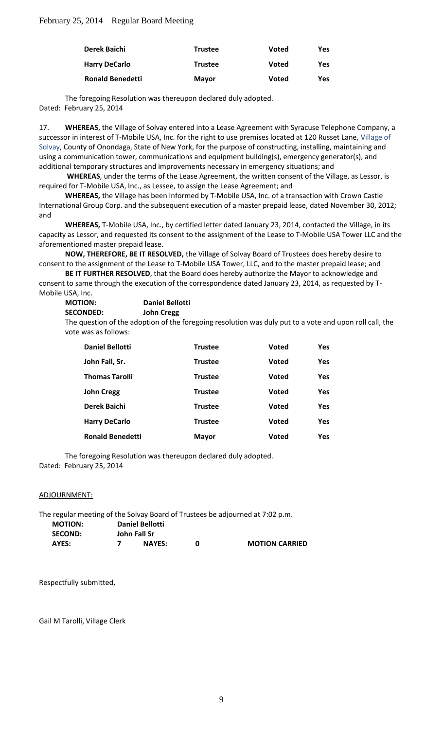| | | | |
|---|---|---|---|
| **Derek Baichi** | **Trustee** | **Voted** | **Yes** |
| **Harry DeCarlo** | **Trustee** | **Voted** | **Yes** |
| **Ronald Benedetti** | **Mayor** | **Voted** | **Yes** |

The foregoing Resolution was thereupon declared duly adopted.
Dated: February 25, 2014

17. **WHEREAS**, the Village of Solvay entered into a Lease Agreement with Syracuse Telephone Company, a successor in interest of T-Mobile USA, Inc. for the right to use premises located at 120 Russet Lane, Village of Solvay, County of Onondaga, State of New York, for the purpose of constructing, installing, maintaining and using a communication tower, communications and equipment building(s), emergency generator(s), and additional temporary structures and improvements necessary in emergency situations; and

**WHEREAS**, under the terms of the Lease Agreement, the written consent of the Village, as Lessor, is required for T-Mobile USA, Inc., as Lessee, to assign the Lease Agreement; and

**WHEREAS,** the Village has been informed by T-Mobile USA, Inc. of a transaction with Crown Castle International Group Corp. and the subsequent execution of a master prepaid lease, dated November 30, 2012; and

**WHEREAS,** T-Mobile USA, Inc., by certified letter dated January 23, 2014, contacted the Village, in its capacity as Lessor, and requested its consent to the assignment of the Lease to T-Mobile USA Tower LLC and the aforementioned master prepaid lease.

**NOW, THEREFORE, BE IT RESOLVED,** the Village of Solvay Board of Trustees does hereby desire to consent to the assignment of the Lease to T-Mobile USA Tower, LLC, and to the master prepaid lease; and

**BE IT FURTHER RESOLVED**, that the Board does hereby authorize the Mayor to acknowledge and consent to same through the execution of the correspondence dated January 23, 2014, as requested by T-Mobile USA, Inc.

**MOTION:** **Daniel Bellotti**
**SECONDED:** **John Cregg**

The question of the adoption of the foregoing resolution was duly put to a vote and upon roll call, the vote was as follows:

| | | | |
|---|---|---|---|
| **Daniel Bellotti** | **Trustee** | **Voted** | **Yes** |
| **John Fall, Sr.** | **Trustee** | **Voted** | **Yes** |
| **Thomas Tarolli** | **Trustee** | **Voted** | **Yes** |
| **John Cregg** | **Trustee** | **Voted** | **Yes** |
| **Derek Baichi** | **Trustee** | **Voted** | **Yes** |
| **Harry DeCarlo** | **Trustee** | **Voted** | **Yes** |
| **Ronald Benedetti** | **Mayor** | **Voted** | **Yes** |

The foregoing Resolution was thereupon declared duly adopted.
Dated: February 25, 2014

ADJOURNMENT:

The regular meeting of the Solvay Board of Trustees be adjourned at 7:02 p.m.

**MOTION:** **Daniel Bellotti**
**SECOND:** **John Fall Sr**
**AYES:** **7** **NAYES:** **0** **MOTION CARRIED**

Respectfully submitted,

Gail M Tarolli, Village Clerk